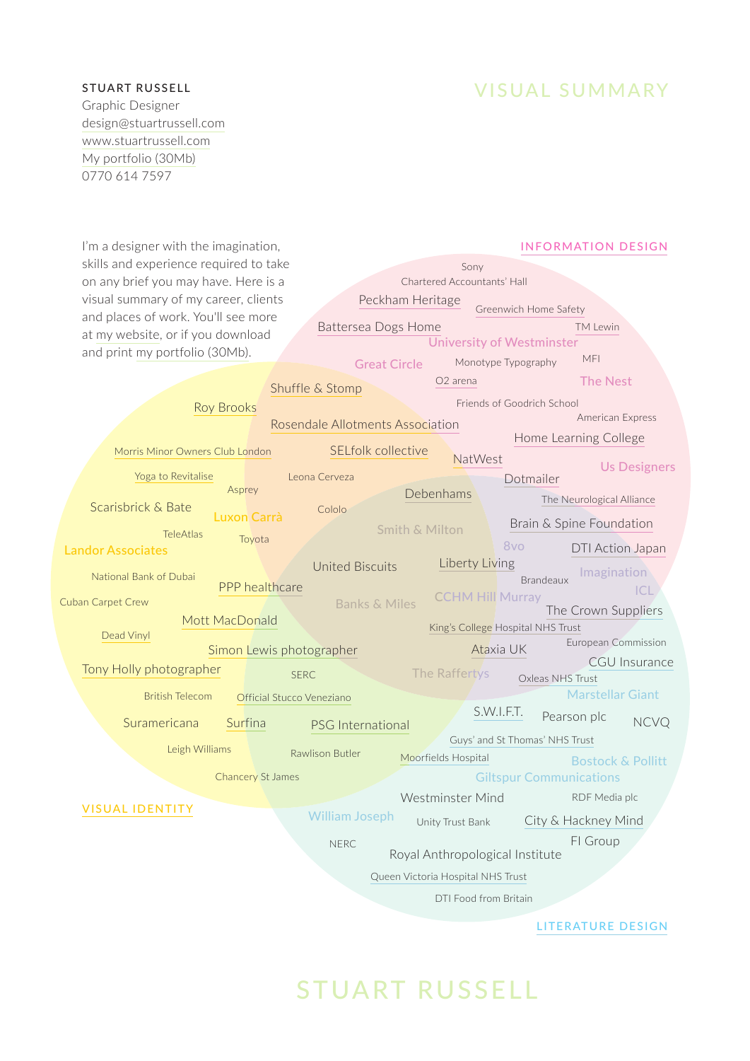**STUART RUSSELL**
Graphic Designer
design@stuartrussell.com
www.stuartrussell.com
My portfolio (30Mb)
0770 614 7597

# VISUAL SUMMARY

I'm a designer with the imagination, skills and experience required to take on any brief you may have. Here is a visual summary of my career, clients and places of work. You'll see more at my website, or if you download and print my portfolio (30Mb).

## INFORMATION DESIGN

Sony
Chartered Accountants' Hall
Peckham Heritage
Greenwich Home Safety
Battersea Dogs Home
TM Lewin
University of Westminster
Great Circle
Monotype Typography
MFI
O2 arena
The Nest
Friends of Goodrich School
American Express
Home Learning College
NatWest
Us Designers
Dotmailer
The Neurological Alliance
Brain & Spine Foundation
DTI Action Japan
Imagination
ICL
The Crown Suppliers
European Commission
CGU Insurance
Marstellar Giant

## VISUAL IDENTITY

Roy Brooks
Morris Minor Owners Club London
Yoga to Revitalise
Scarisbrick & Bate
TeleAtlas
Landor Associates
National Bank of Dubai
Cuban Carpet Crew
Dead Vinyl
Tony Holly photographer
British Telecom
Suramericana
Leigh Williams
Chancery St James
Aspey
Luxon Carrà
Toyota
Mott MacDonald
Surfina

## Information Design & Visual Identity

Shuffle & Stomp
Rosendale Allotments Association
SELfolk collective
Leona Cerveza
Cololo
PPP healthcare
Simon Lewis photographer
SERC
Official Stucco Veneziano

## Information Design, Visual Identity & Literature Design

Debenhams
Smith & Milton
United Biscuits
Liberty Living
Banks & Miles
The Raffertys

## Information Design & Literature Design

8vo
Brandeaux
CCHM Hill Murray
King's College Hospital NHS Trust
Ataxia UK
Oxleas NHS Trust

## Visual Identity & Literature Design

PSG International
Rawlison Butler
Moorfields Hospital
William Joseph

## LITERATURE DESIGN

S.W.I.F.T.
Pearson plc
NCVQ
Guys' and St Thomas' NHS Trust
Bostock & Pollitt
Giltspur Communications
Westminster Mind
RDF Media plc
Unity Trust Bank
City & Hackney Mind
NERC
FI Group
Royal Anthropological Institute
Queen Victoria Hospital NHS Trust
DTI Food from Britain

STUART RUSSELL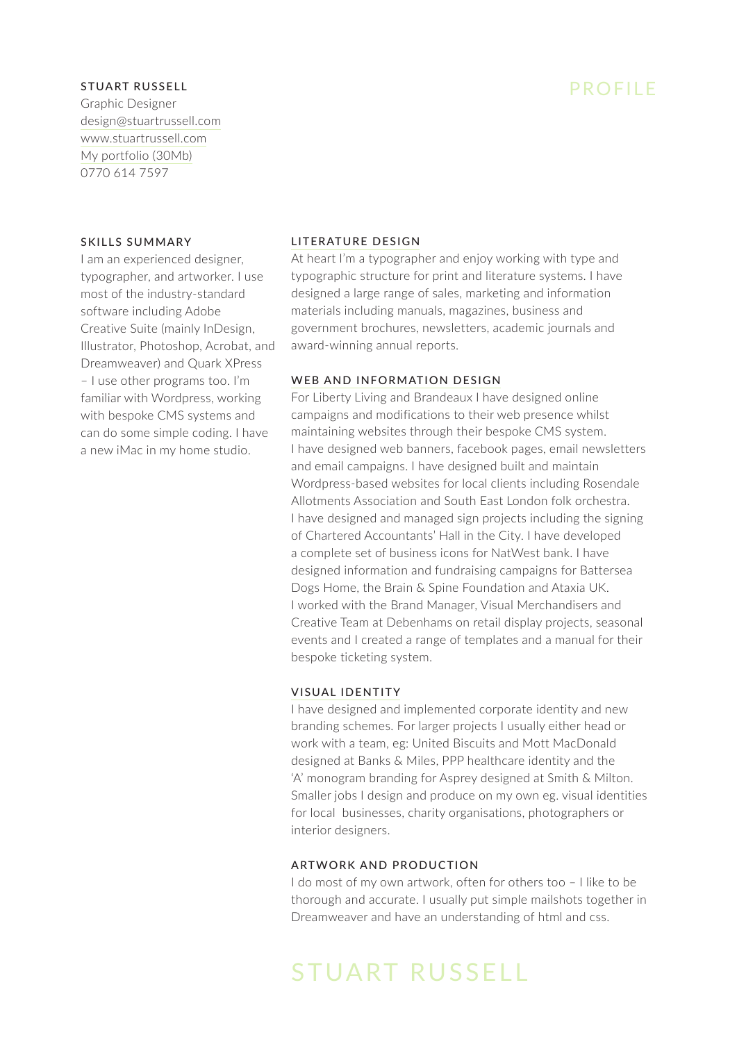**STUART RUSSELL**
Graphic Designer
design@stuartrussell.com
www.stuartrussell.com
My portfolio (30Mb)
0770 614 7597

# PROFILE

## SKILLS SUMMARY

I am an experienced designer, typographer, and artworker. I use most of the industry-standard software including Adobe Creative Suite (mainly InDesign, Illustrator, Photoshop, Acrobat, and Dreamweaver) and Quark XPress – I use other programs too. I'm familiar with Wordpress, working with bespoke CMS systems and can do some simple coding. I have a new iMac in my home studio.

## LITERATURE DESIGN

At heart I'm a typographer and enjoy working with type and typographic structure for print and literature systems. I have designed a large range of sales, marketing and information materials including manuals, magazines, business and government brochures, newsletters, academic journals and award-winning annual reports.

## WEB AND INFORMATION DESIGN

For Liberty Living and Brandeaux I have designed online campaigns and modifications to their web presence whilst maintaining websites through their bespoke CMS system. I have designed web banners, facebook pages, email newsletters and email campaigns. I have designed built and maintain Wordpress-based websites for local clients including Rosendale Allotments Association and South East London folk orchestra. I have designed and managed sign projects including the signing of Chartered Accountants' Hall in the City. I have developed a complete set of business icons for NatWest bank. I have designed information and fundraising campaigns for Battersea Dogs Home, the Brain & Spine Foundation and Ataxia UK. I worked with the Brand Manager, Visual Merchandisers and Creative Team at Debenhams on retail display projects, seasonal events and I created a range of templates and a manual for their bespoke ticketing system.

## VISUAL IDENTITY

I have designed and implemented corporate identity and new branding schemes. For larger projects I usually either head or work with a team, eg: United Biscuits and Mott MacDonald designed at Banks & Miles, PPP healthcare identity and the 'A' monogram branding for Asprey designed at Smith & Milton. Smaller jobs I design and produce on my own eg. visual identities for local businesses, charity organisations, photographers or interior designers.

## ARTWORK AND PRODUCTION

I do most of my own artwork, often for others too – I like to be thorough and accurate. I usually put simple mailshots together in Dreamweaver and have an understanding of html and css.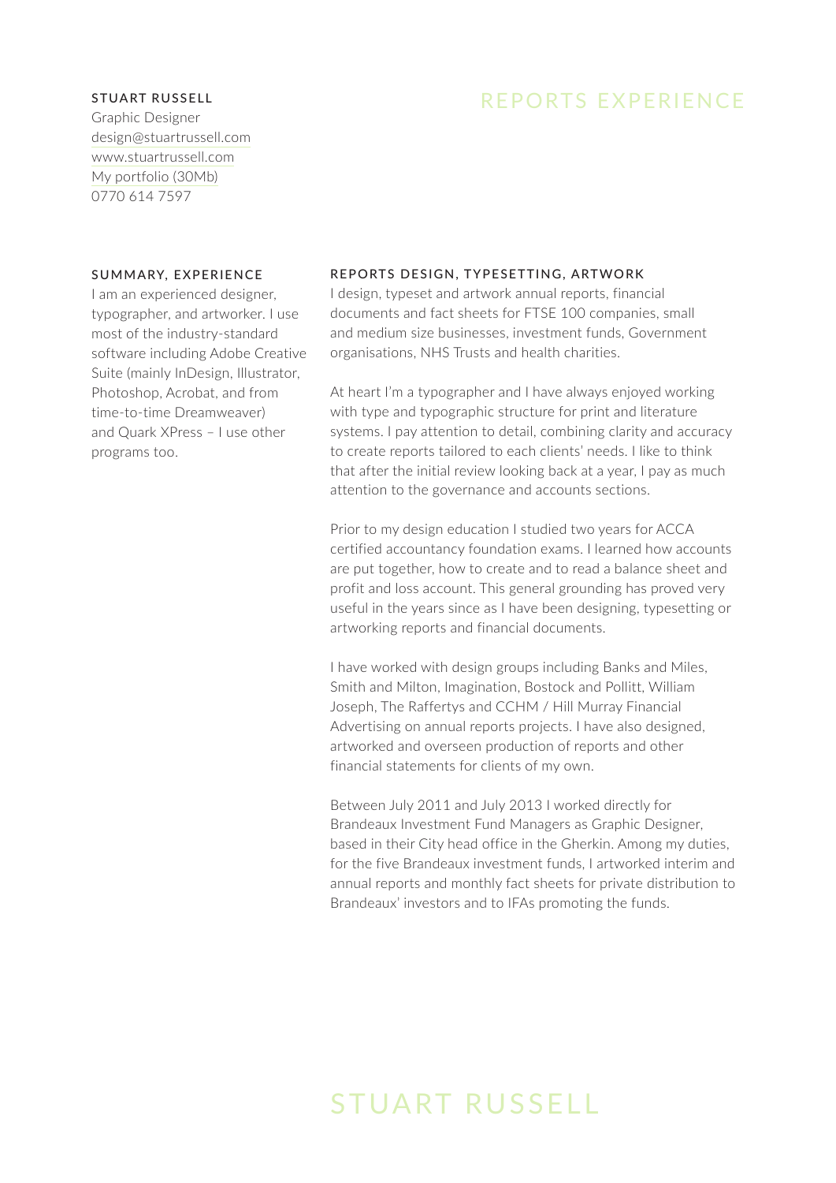**STUART RUSSELL**
Graphic Designer
design@stuartrussell.com
www.stuartrussell.com
My portfolio (30Mb)
0770 614 7597

# REPORTS EXPERIENCE

### SUMMARY, EXPERIENCE

I am an experienced designer, typographer, and artworker. I use most of the industry-standard software including Adobe Creative Suite (mainly InDesign, Illustrator, Photoshop, Acrobat, and from time-to-time Dreamweaver) and Quark XPress – I use other programs too.

### REPORTS DESIGN, TYPESETTING, ARTWORK

I design, typeset and artwork annual reports, financial documents and fact sheets for FTSE 100 companies, small and medium size businesses, investment funds, Government organisations, NHS Trusts and health charities.

At heart I'm a typographer and I have always enjoyed working with type and typographic structure for print and literature systems. I pay attention to detail, combining clarity and accuracy to create reports tailored to each clients' needs. I like to think that after the initial review looking back at a year, I pay as much attention to the governance and accounts sections.

Prior to my design education I studied two years for ACCA certified accountancy foundation exams. I learned how accounts are put together, how to create and to read a balance sheet and profit and loss account. This general grounding has proved very useful in the years since as I have been designing, typesetting or artworking reports and financial documents.

I have worked with design groups including Banks and Miles, Smith and Milton, Imagination, Bostock and Pollitt, William Joseph, The Raffertys and CCHM / Hill Murray Financial Advertising on annual reports projects. I have also designed, artworked and overseen production of reports and other financial statements for clients of my own.

Between July 2011 and July 2013 I worked directly for Brandeaux Investment Fund Managers as Graphic Designer, based in their City head office in the Gherkin. Among my duties, for the five Brandeaux investment funds, I artworked interim and annual reports and monthly fact sheets for private distribution to Brandeaux' investors and to IFAs promoting the funds.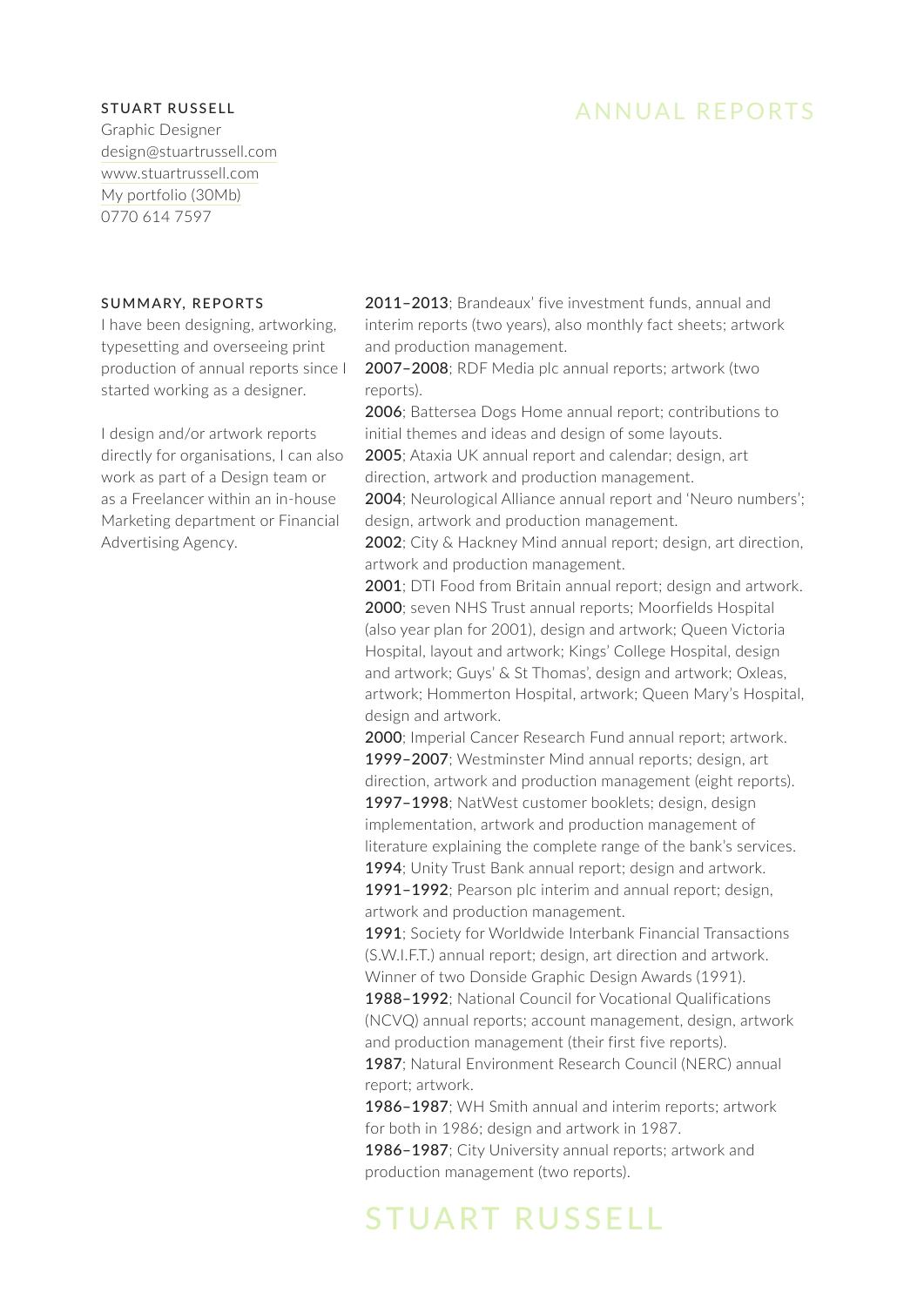**STUART RUSSELL**
Graphic Designer
design@stuartrussell.com
www.stuartrussell.com
My portfolio (30Mb)
0770 614 7597

# ANNUAL REPORTS

### SUMMARY, REPORTS

I have been designing, artworking, typesetting and overseeing print production of annual reports since I started working as a designer.

I design and/or artwork reports directly for organisations, I can also work as part of a Design team or as a Freelancer within an in-house Marketing department or Financial Advertising Agency.

**2011–2013**; Brandeaux' five investment funds, annual and interim reports (two years), also monthly fact sheets; artwork and production management.
**2007–2008**; RDF Media plc annual reports; artwork (two reports).
**2006**; Battersea Dogs Home annual report; contributions to initial themes and ideas and design of some layouts.
**2005**; Ataxia UK annual report and calendar; design, art direction, artwork and production management.
**2004**; Neurological Alliance annual report and 'Neuro numbers'; design, artwork and production management.
**2002**; City & Hackney Mind annual report; design, art direction, artwork and production management.
**2001**; DTI Food from Britain annual report; design and artwork.
**2000**; seven NHS Trust annual reports; Moorfields Hospital (also year plan for 2001), design and artwork; Queen Victoria Hospital, layout and artwork; Kings' College Hospital, design and artwork; Guys' & St Thomas', design and artwork; Oxleas, artwork; Hommerton Hospital, artwork; Queen Mary's Hospital, design and artwork.
**2000**; Imperial Cancer Research Fund annual report; artwork.
**1999–2007**; Westminster Mind annual reports; design, art direction, artwork and production management (eight reports).
**1997–1998**; NatWest customer booklets; design, design implementation, artwork and production management of literature explaining the complete range of the bank's services.
**1994**; Unity Trust Bank annual report; design and artwork.
**1991–1992**; Pearson plc interim and annual report; design, artwork and production management.
**1991**; Society for Worldwide Interbank Financial Transactions (S.W.I.F.T.) annual report; design, art direction and artwork. Winner of two Donside Graphic Design Awards (1991).
**1988–1992**; National Council for Vocational Qualifications (NCVQ) annual reports; account management, design, artwork and production management (their first five reports).
**1987**; Natural Environment Research Council (NERC) annual report; artwork.
**1986–1987**; WH Smith annual and interim reports; artwork for both in 1986; design and artwork in 1987.
**1986–1987**; City University annual reports; artwork and production management (two reports).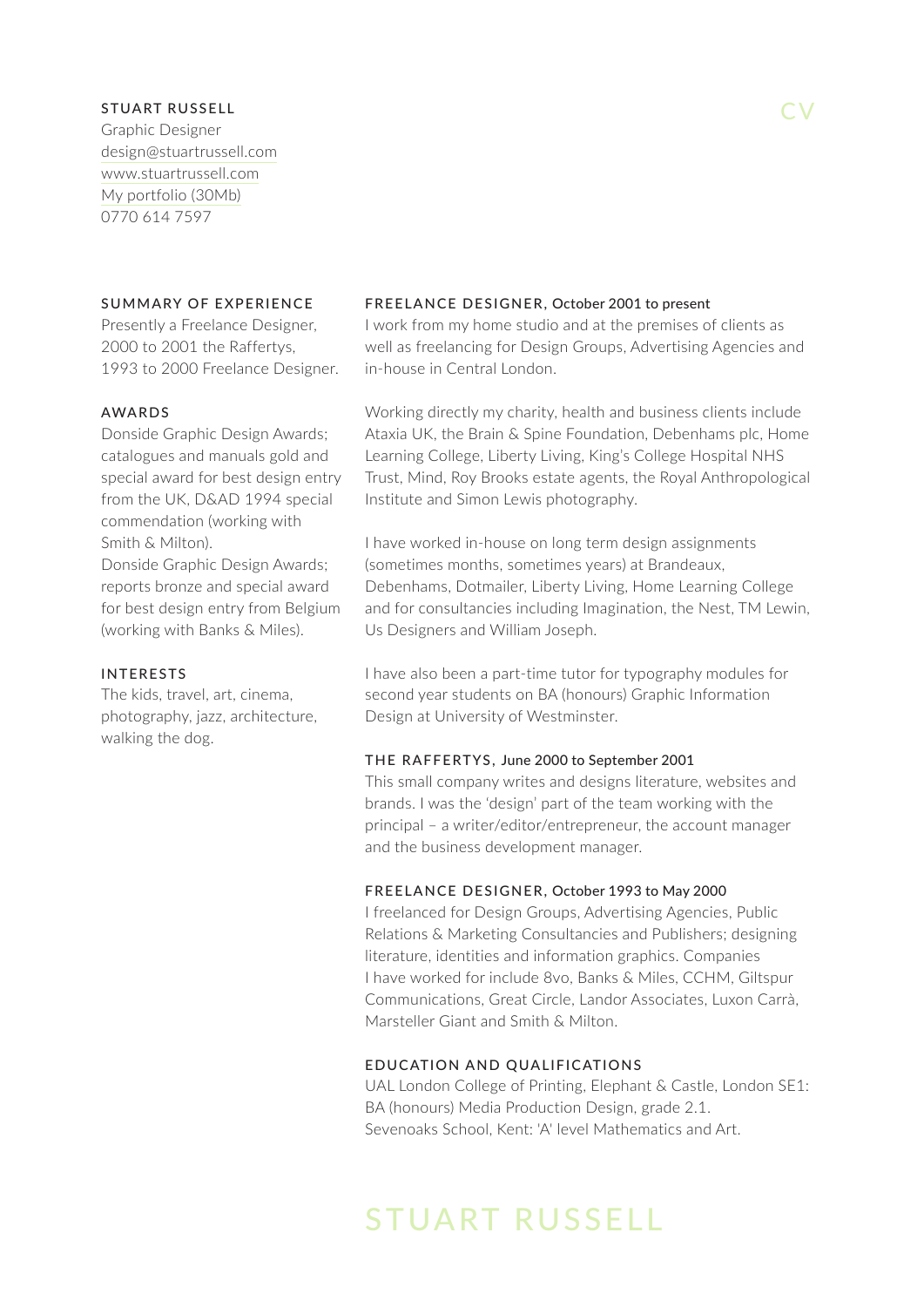# STUART RUSSELL

Graphic Designer
design@stuartrussell.com
www.stuartrussell.com
My portfolio (30Mb)
0770 614 7597

CV

## SUMMARY OF EXPERIENCE

Presently a Freelance Designer, 2000 to 2001 the Raffertys, 1993 to 2000 Freelance Designer.

## AWARDS

Donside Graphic Design Awards; catalogues and manuals gold and special award for best design entry from the UK, D&AD 1994 special commendation (working with Smith & Milton).
Donside Graphic Design Awards; reports bronze and special award for best design entry from Belgium (working with Banks & Miles).

## INTERESTS

The kids, travel, art, cinema, photography, jazz, architecture, walking the dog.

## FREELANCE DESIGNER, October 2001 to present

I work from my home studio and at the premises of clients as well as freelancing for Design Groups, Advertising Agencies and in-house in Central London.

Working directly my charity, health and business clients include Ataxia UK, the Brain & Spine Foundation, Debenhams plc, Home Learning College, Liberty Living, King's College Hospital NHS Trust, Mind, Roy Brooks estate agents, the Royal Anthropological Institute and Simon Lewis photography.

I have worked in-house on long term design assignments (sometimes months, sometimes years) at Brandeaux, Debenhams, Dotmailer, Liberty Living, Home Learning College and for consultancies including Imagination, the Nest, TM Lewin, Us Designers and William Joseph.

I have also been a part-time tutor for typography modules for second year students on BA (honours) Graphic Information Design at University of Westminster.

## THE RAFFERTYS, June 2000 to September 2001

This small company writes and designs literature, websites and brands. I was the 'design' part of the team working with the principal – a writer/editor/entrepreneur, the account manager and the business development manager.

## FREELANCE DESIGNER, October 1993 to May 2000

I freelanced for Design Groups, Advertising Agencies, Public Relations & Marketing Consultancies and Publishers; designing literature, identities and information graphics. Companies I have worked for include 8vo, Banks & Miles, CCHM, Giltspur Communications, Great Circle, Landor Associates, Luxon Carrà, Marsteller Giant and Smith & Milton.

## EDUCATION AND QUALIFICATIONS

UAL London College of Printing, Elephant & Castle, London SE1: BA (honours) Media Production Design, grade 2.1.
Sevenoaks School, Kent: 'A' level Mathematics and Art.

STUART RUSSELL